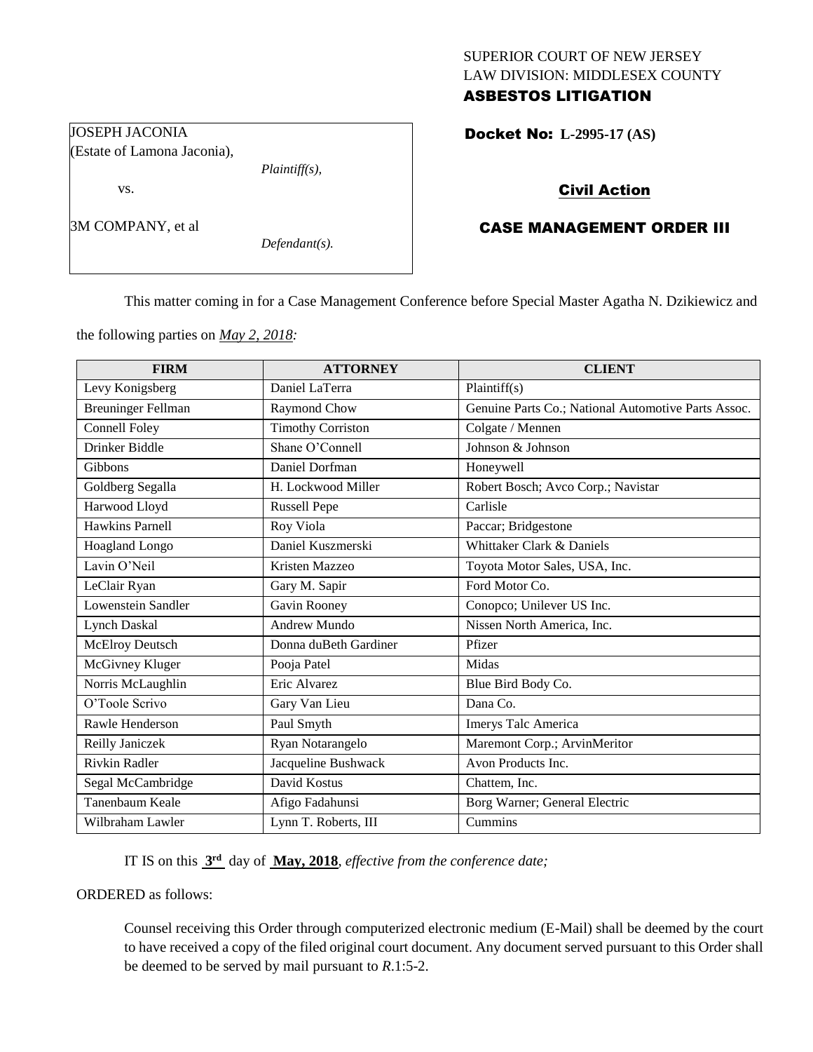SUPERIOR COURT OF NEW JERSEY
LAW DIVISION: MIDDLESEX COUNTY
**ASBESTOS LITIGATION**

JOSEPH JACONIA
(Estate of Lamona Jaconia),
*Plaintiff(s),*
vs.
3M COMPANY, et al
*Defendant(s).*

**Docket No: L-2995-17 (AS)**

**Civil Action**

**CASE MANAGEMENT ORDER III**

This matter coming in for a Case Management Conference before Special Master Agatha N. Dzikiewicz and the following parties on *May 2, 2018:*

| FIRM | ATTORNEY | CLIENT |
| --- | --- | --- |
| Levy Konigsberg | Daniel LaTerra | Plaintiff(s) |
| Breuninger Fellman | Raymond Chow | Genuine Parts Co.; National Automotive Parts Assoc. |
| Connell Foley | Timothy Corriston | Colgate / Mennen |
| Drinker Biddle | Shane O'Connell | Johnson & Johnson |
| Gibbons | Daniel Dorfman | Honeywell |
| Goldberg Segalla | H. Lockwood Miller | Robert Bosch; Avco Corp.; Navistar |
| Harwood Lloyd | Russell Pepe | Carlisle |
| Hawkins Parnell | Roy Viola | Paccar; Bridgestone |
| Hoagland Longo | Daniel Kuszmerski | Whittaker Clark & Daniels |
| Lavin O'Neil | Kristen Mazzeo | Toyota Motor Sales, USA, Inc. |
| LeClair Ryan | Gary M. Sapir | Ford Motor Co. |
| Lowenstein Sandler | Gavin Rooney | Conopco; Unilever US Inc. |
| Lynch Daskal | Andrew Mundo | Nissen North America, Inc. |
| McElroy Deutsch | Donna duBeth Gardiner | Pfizer |
| McGivney Kluger | Pooja Patel | Midas |
| Norris McLaughlin | Eric Alvarez | Blue Bird Body Co. |
| O'Toole Scrivo | Gary Van Lieu | Dana Co. |
| Rawle Henderson | Paul Smyth | Imerys Talc America |
| Reilly Janiczek | Ryan Notarangelo | Maremont Corp.; ArvinMeritor |
| Rivkin Radler | Jacqueline Bushwack | Avon Products Inc. |
| Segal McCambridge | David Kostus | Chattem, Inc. |
| Tanenbaum Keale | Afigo Fadahunsi | Borg Warner; General Electric |
| Wilbraham Lawler | Lynn T. Roberts, III | Cummins |

IT IS on this **3rd** day of **May, 2018**, *effective from the conference date;*

ORDERED as follows:

Counsel receiving this Order through computerized electronic medium (E-Mail) shall be deemed by the court to have received a copy of the filed original court document. Any document served pursuant to this Order shall be deemed to be served by mail pursuant to *R*.1:5-2.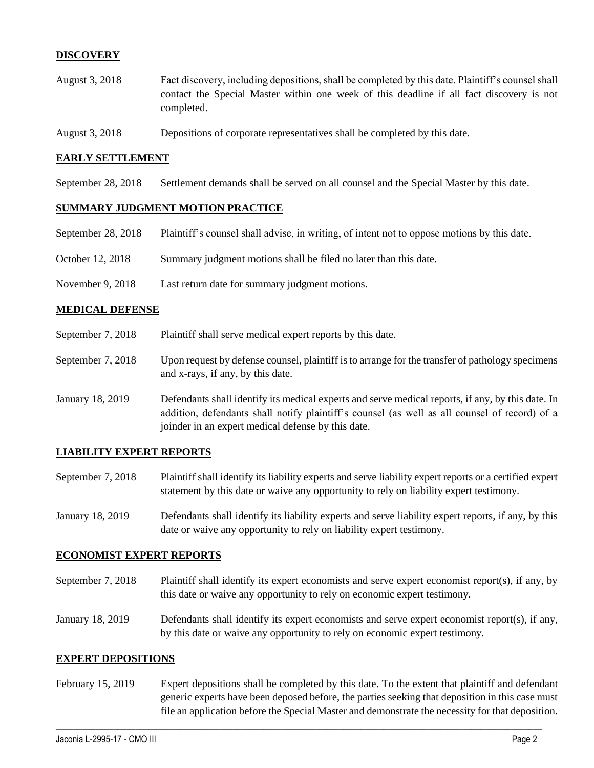## DISCOVERY

| | |
|---|---|
| August 3, 2018 | Fact discovery, including depositions, shall be completed by this date. Plaintiff's counsel shall contact the Special Master within one week of this deadline if all fact discovery is not completed. |
| August 3, 2018 | Depositions of corporate representatives shall be completed by this date. |

## EARLY SETTLEMENT

| | |
|---|---|
| September 28, 2018 | Settlement demands shall be served on all counsel and the Special Master by this date. |

## SUMMARY JUDGMENT MOTION PRACTICE

| | |
|---|---|
| September 28, 2018 | Plaintiff's counsel shall advise, in writing, of intent not to oppose motions by this date. |
| October 12, 2018 | Summary judgment motions shall be filed no later than this date. |
| November 9, 2018 | Last return date for summary judgment motions. |

## MEDICAL DEFENSE

| | |
|---|---|
| September 7, 2018 | Plaintiff shall serve medical expert reports by this date. |
| September 7, 2018 | Upon request by defense counsel, plaintiff is to arrange for the transfer of pathology specimens and x-rays, if any, by this date. |
| January 18, 2019 | Defendants shall identify its medical experts and serve medical reports, if any, by this date. In addition, defendants shall notify plaintiff's counsel (as well as all counsel of record) of a joinder in an expert medical defense by this date. |

## LIABILITY EXPERT REPORTS

| | |
|---|---|
| September 7, 2018 | Plaintiff shall identify its liability experts and serve liability expert reports or a certified expert statement by this date or waive any opportunity to rely on liability expert testimony. |
| January 18, 2019 | Defendants shall identify its liability experts and serve liability expert reports, if any, by this date or waive any opportunity to rely on liability expert testimony. |

## ECONOMIST EXPERT REPORTS

| | |
|---|---|
| September 7, 2018 | Plaintiff shall identify its expert economists and serve expert economist report(s), if any, by this date or waive any opportunity to rely on economic expert testimony. |
| January 18, 2019 | Defendants shall identify its expert economists and serve expert economist report(s), if any, by this date or waive any opportunity to rely on economic expert testimony. |

## EXPERT DEPOSITIONS

| | |
|---|---|
| February 15, 2019 | Expert depositions shall be completed by this date. To the extent that plaintiff and defendant generic experts have been deposed before, the parties seeking that deposition in this case must file an application before the Special Master and demonstrate the necessity for that deposition. |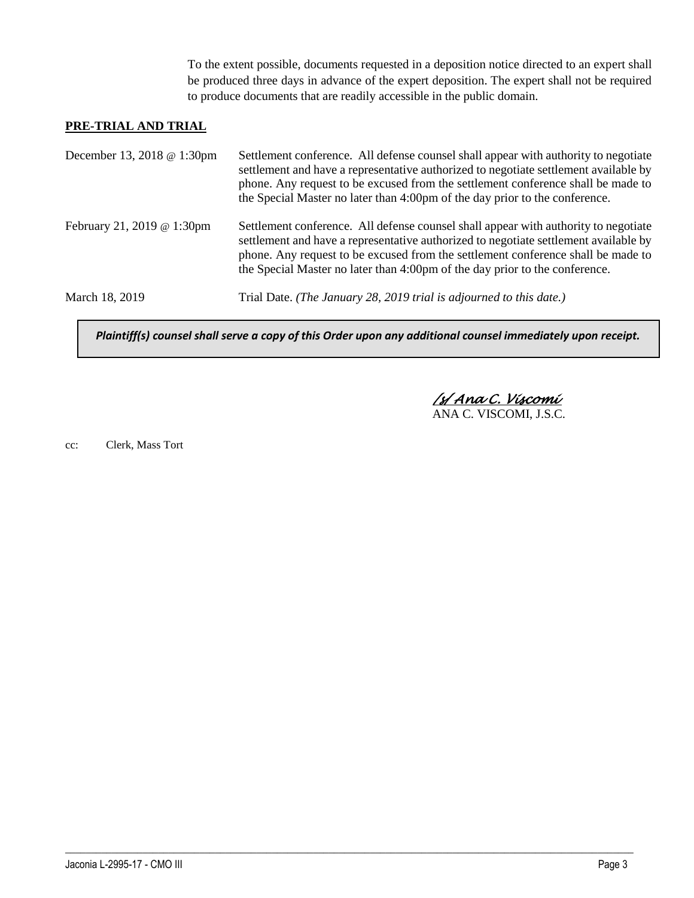To the extent possible, documents requested in a deposition notice directed to an expert shall be produced three days in advance of the expert deposition. The expert shall not be required to produce documents that are readily accessible in the public domain.

**PRE-TRIAL AND TRIAL**

| | |
|---|---|
| December 13, 2018 @ 1:30pm | Settlement conference. All defense counsel shall appear with authority to negotiate settlement and have a representative authorized to negotiate settlement available by phone. Any request to be excused from the settlement conference shall be made to the Special Master no later than 4:00pm of the day prior to the conference. |
| February 21, 2019 @ 1:30pm | Settlement conference. All defense counsel shall appear with authority to negotiate settlement and have a representative authorized to negotiate settlement available by phone. Any request to be excused from the settlement conference shall be made to the Special Master no later than 4:00pm of the day prior to the conference. |
| March 18, 2019 | Trial Date. *(The January 28, 2019 trial is adjourned to this date.)* |

***Plaintiff(s) counsel shall serve a copy of this Order upon any additional counsel immediately upon receipt.***

*/s/ Ana C. Viscomi*
ANA C. VISCOMI, J.S.C.

cc: Clerk, Mass Tort